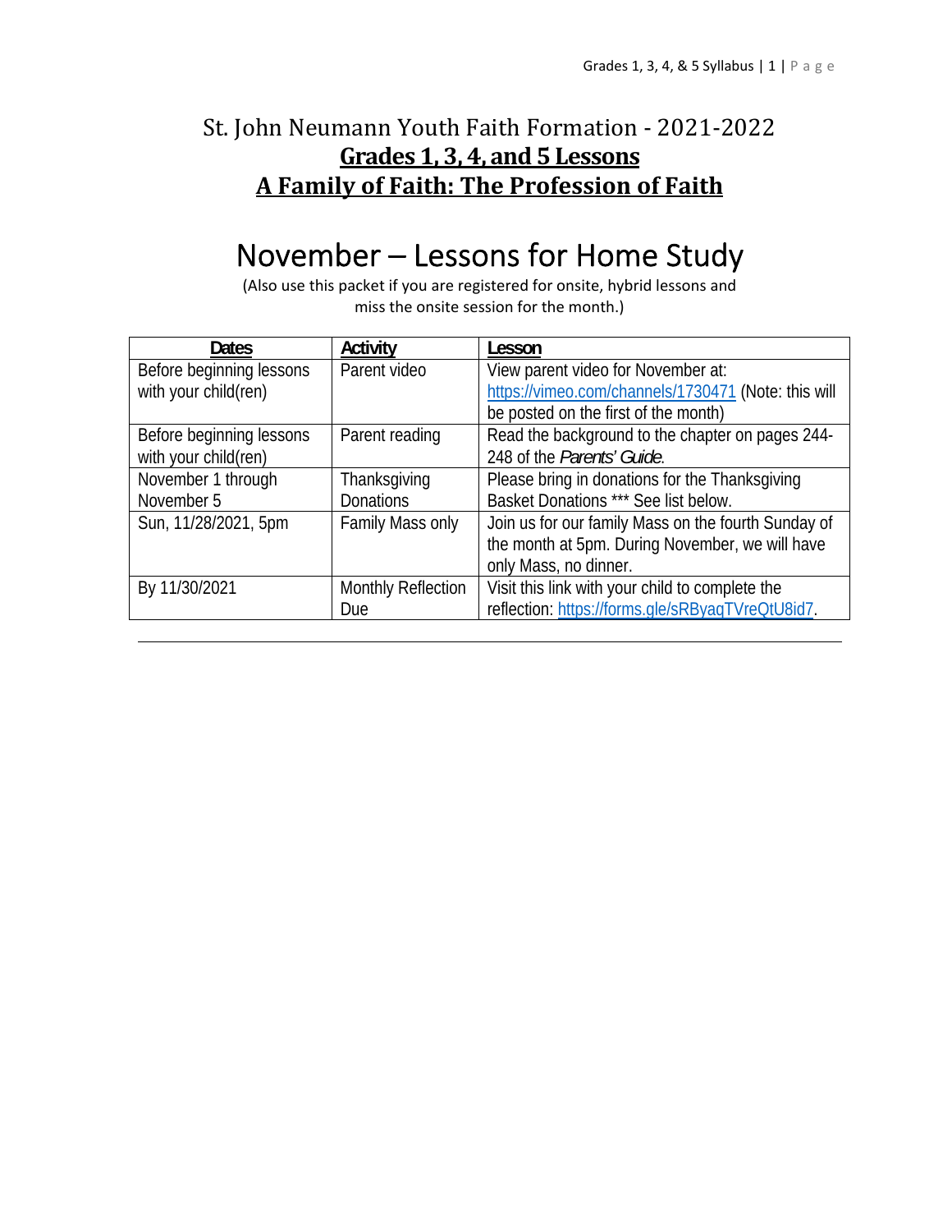# St. John Neumann Youth Faith Formation - 2021-2022

## **Grades 1, 3, 4, and 5 Lessons**

## **A Family of Faith: The Profession of Faith**

# November – Lessons for Home Study

(Also use this packet if you are registered for onsite, hybrid lessons and miss the onsite session for the month.)

| Dates | Activity | Lesson |
|---|---|---|
| Before beginning lessons with your child(ren) | Parent video | View parent video for November at: https://vimeo.com/channels/1730471 (Note: this will be posted on the first of the month) |
| Before beginning lessons with your child(ren) | Parent reading | Read the background to the chapter on pages 244-248 of the *Parents' Guide*. |
| November 1 through November 5 | Thanksgiving Donations | Please bring in donations for the Thanksgiving Basket Donations *** See list below. |
| Sun, 11/28/2021, 5pm | Family Mass only | Join us for our family Mass on the fourth Sunday of the month at 5pm. During November, we will have only Mass, no dinner. |
| By 11/30/2021 | Monthly Reflection Due | Visit this link with your child to complete the reflection: https://forms.gle/sRByaqTVreQtU8id7. |

---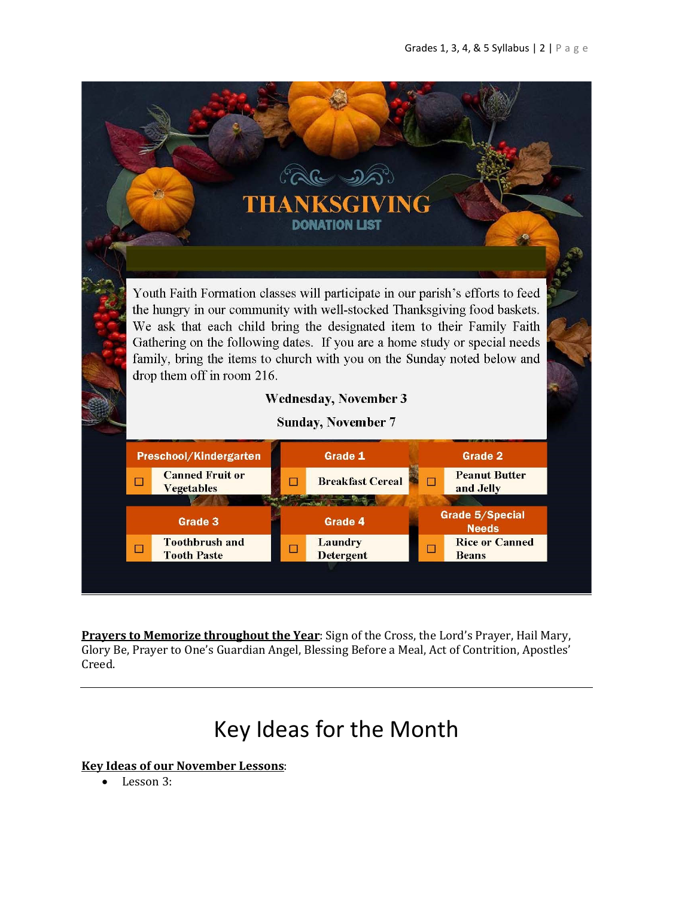# THANKSGIVING

## DONATION LIST

Youth Faith Formation classes will participate in our parish's efforts to feed the hungry in our community with well-stocked Thanksgiving food baskets. We ask that each child bring the designated item to their Family Faith Gathering on the following dates. If you are a home study or special needs family, bring the items to church with you on the Sunday noted below and drop them off in room 216.

**Wednesday, November 3**

**Sunday, November 7**

| Preschool/Kindergarten | Grade 1 | Grade 2 |
|---|---|---|
| ☐ Canned Fruit or Vegetables | ☐ Breakfast Cereal | ☐ Peanut Butter and Jelly |

| Grade 3 | Grade 4 | Grade 5/Special Needs |
|---|---|---|
| ☐ Toothbrush and Tooth Paste | ☐ Laundry Detergent | ☐ Rice or Canned Beans |

**Prayers to Memorize throughout the Year**: Sign of the Cross, the Lord's Prayer, Hail Mary, Glory Be, Prayer to One's Guardian Angel, Blessing Before a Meal, Act of Contrition, Apostles' Creed.

---

# Key Ideas for the Month

**Key Ideas of our November Lessons**:

- Lesson 3: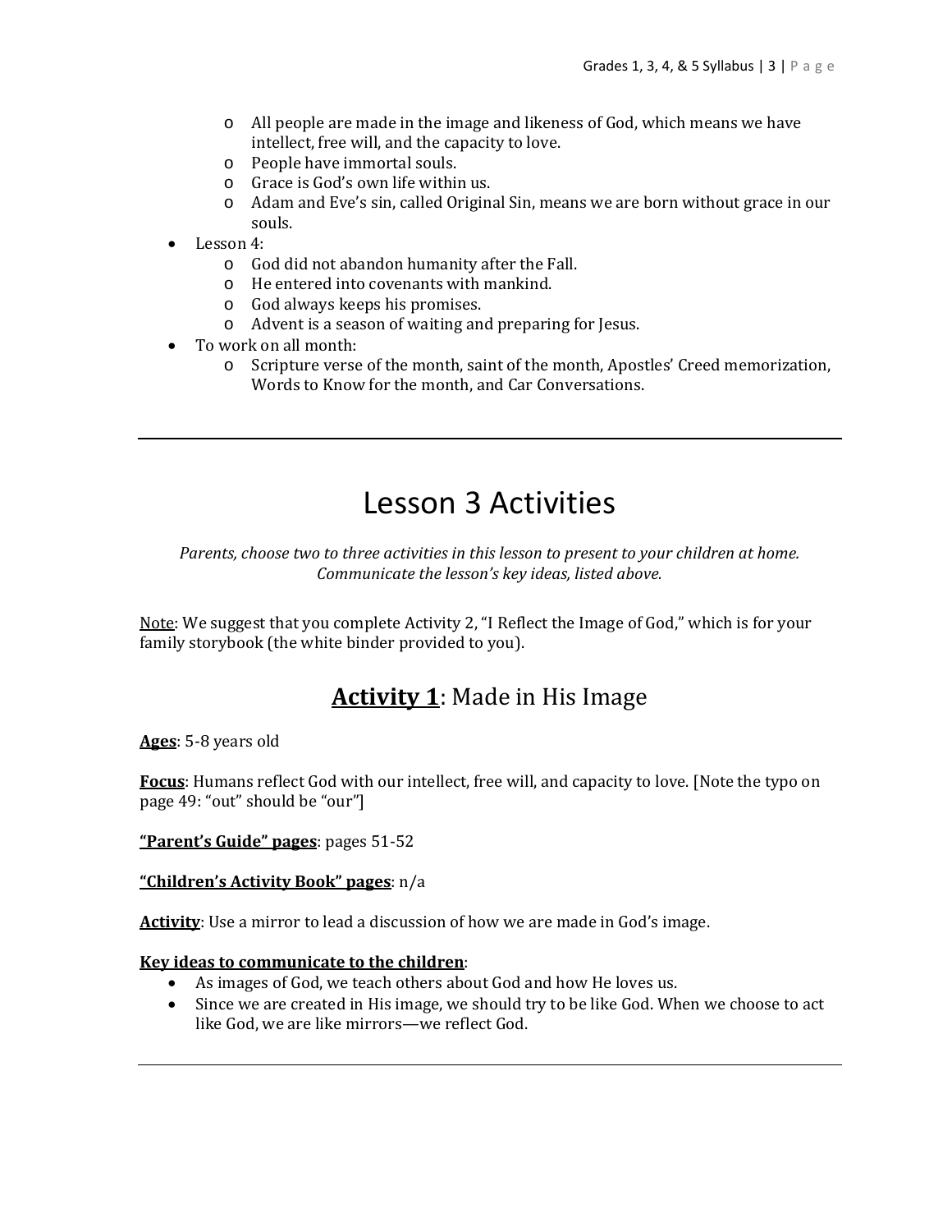- All people are made in the image and likeness of God, which means we have intellect, free will, and the capacity to love.
    - People have immortal souls.
    - Grace is God's own life within us.
    - Adam and Eve's sin, called Original Sin, means we are born without grace in our souls.
- Lesson 4:
    - God did not abandon humanity after the Fall.
    - He entered into covenants with mankind.
    - God always keeps his promises.
    - Advent is a season of waiting and preparing for Jesus.
- To work on all month:
    - Scripture verse of the month, saint of the month, Apostles' Creed memorization, Words to Know for the month, and Car Conversations.

---

# Lesson 3 Activities

*Parents, choose two to three activities in this lesson to present to your children at home. Communicate the lesson's key ideas, listed above.*

Note: We suggest that you complete Activity 2, "I Reflect the Image of God," which is for your family storybook (the white binder provided to you).

## **Activity 1**: Made in His Image

**Ages**: 5-8 years old

**Focus**: Humans reflect God with our intellect, free will, and capacity to love. [Note the typo on page 49: "out" should be "our"]

**"Parent's Guide" pages**: pages 51-52

**"Children's Activity Book" pages**: n/a

**Activity**: Use a mirror to lead a discussion of how we are made in God's image.

**Key ideas to communicate to the children**:

- As images of God, we teach others about God and how He loves us.
- Since we are created in His image, we should try to be like God. When we choose to act like God, we are like mirrors—we reflect God.

---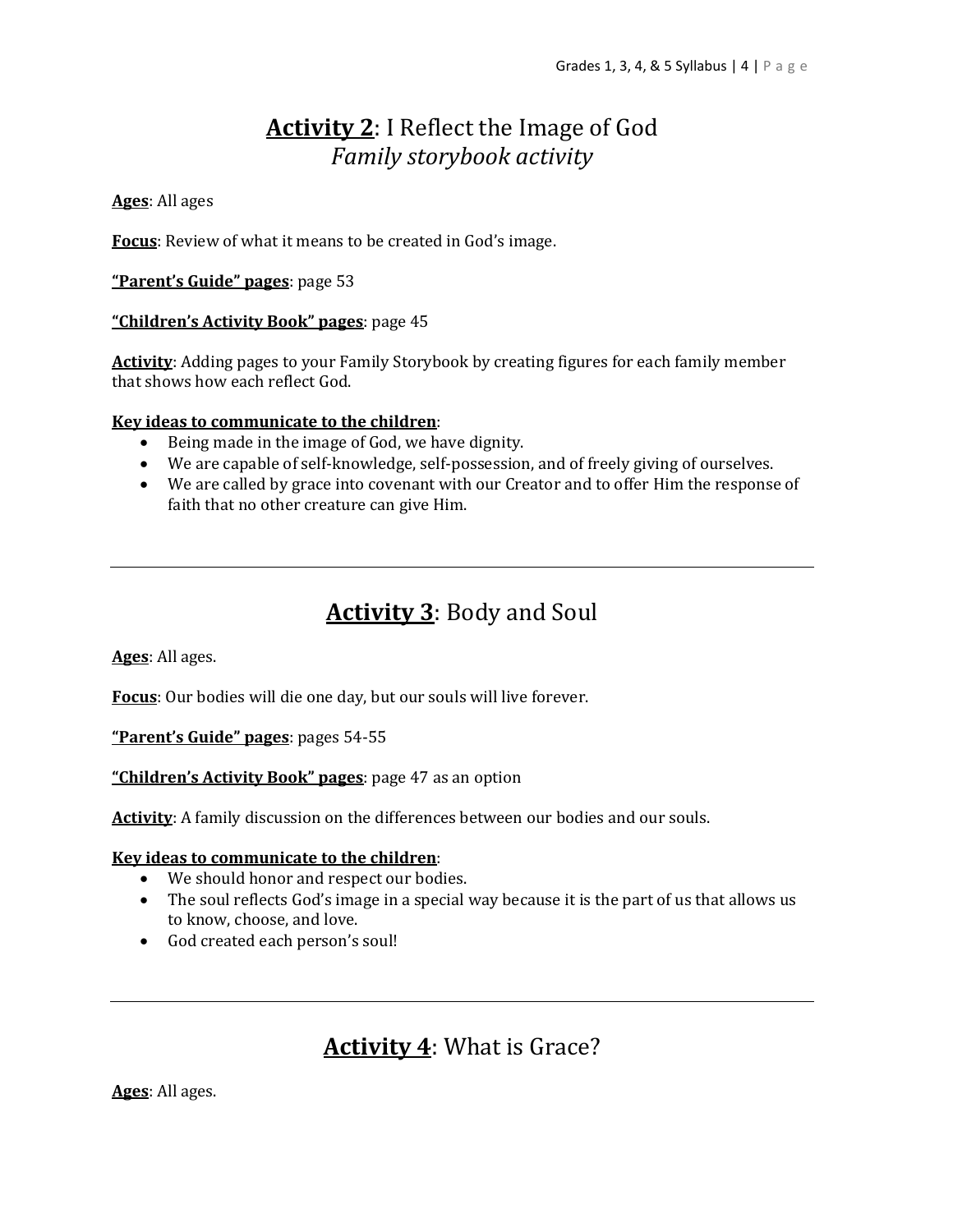## **Activity 2**: I Reflect the Image of God
### *Family storybook activity*

**Ages**: All ages

**Focus**: Review of what it means to be created in God's image.

**"Parent's Guide" pages**: page 53

**"Children's Activity Book" pages**: page 45

**Activity**: Adding pages to your Family Storybook by creating figures for each family member that shows how each reflect God.

**Key ideas to communicate to the children**:

- Being made in the image of God, we have dignity.
- We are capable of self-knowledge, self-possession, and of freely giving of ourselves.
- We are called by grace into covenant with our Creator and to offer Him the response of faith that no other creature can give Him.

---

## **Activity 3**: Body and Soul

**Ages**: All ages.

**Focus**: Our bodies will die one day, but our souls will live forever.

**"Parent's Guide" pages**: pages 54-55

**"Children's Activity Book" pages**: page 47 as an option

**Activity**: A family discussion on the differences between our bodies and our souls.

**Key ideas to communicate to the children**:

- We should honor and respect our bodies.
- The soul reflects God's image in a special way because it is the part of us that allows us to know, choose, and love.
- God created each person's soul!

---

## **Activity 4**: What is Grace?

**Ages**: All ages.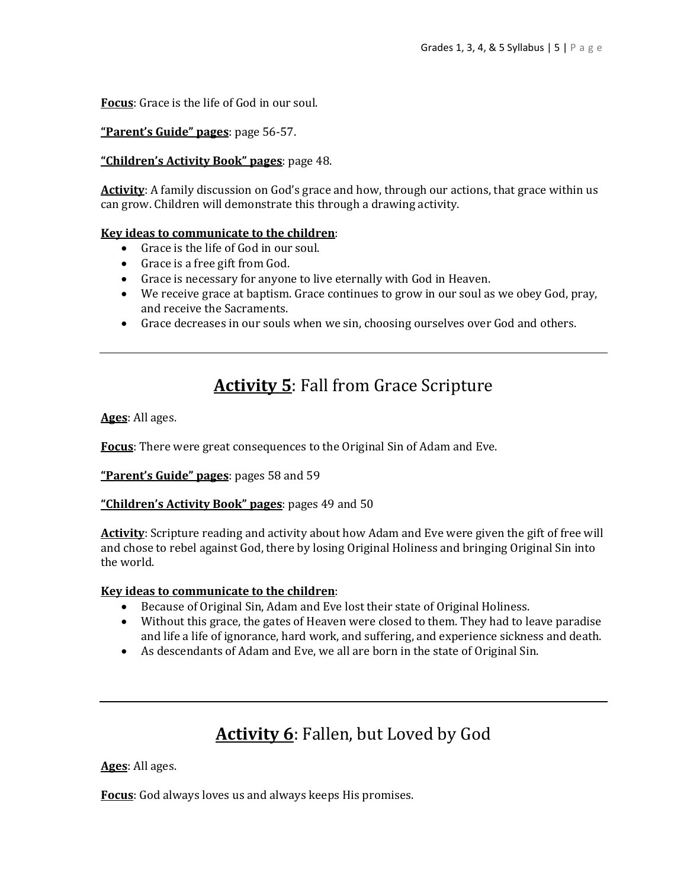**Focus**: Grace is the life of God in our soul.

**"Parent's Guide" pages**: page 56-57.

**"Children's Activity Book" pages**: page 48.

**Activity**: A family discussion on God's grace and how, through our actions, that grace within us can grow. Children will demonstrate this through a drawing activity.

**Key ideas to communicate to the children**:

- Grace is the life of God in our soul.
- Grace is a free gift from God.
- Grace is necessary for anyone to live eternally with God in Heaven.
- We receive grace at baptism. Grace continues to grow in our soul as we obey God, pray, and receive the Sacraments.
- Grace decreases in our souls when we sin, choosing ourselves over God and others.

---

## **Activity 5**: Fall from Grace Scripture

**Ages**: All ages.

**Focus**: There were great consequences to the Original Sin of Adam and Eve.

**"Parent's Guide" pages**: pages 58 and 59

**"Children's Activity Book" pages**: pages 49 and 50

**Activity**: Scripture reading and activity about how Adam and Eve were given the gift of free will and chose to rebel against God, there by losing Original Holiness and bringing Original Sin into the world.

**Key ideas to communicate to the children**:

- Because of Original Sin, Adam and Eve lost their state of Original Holiness.
- Without this grace, the gates of Heaven were closed to them. They had to leave paradise and life a life of ignorance, hard work, and suffering, and experience sickness and death.
- As descendants of Adam and Eve, we all are born in the state of Original Sin.

---

## **Activity 6**: Fallen, but Loved by God

**Ages**: All ages.

**Focus**: God always loves us and always keeps His promises.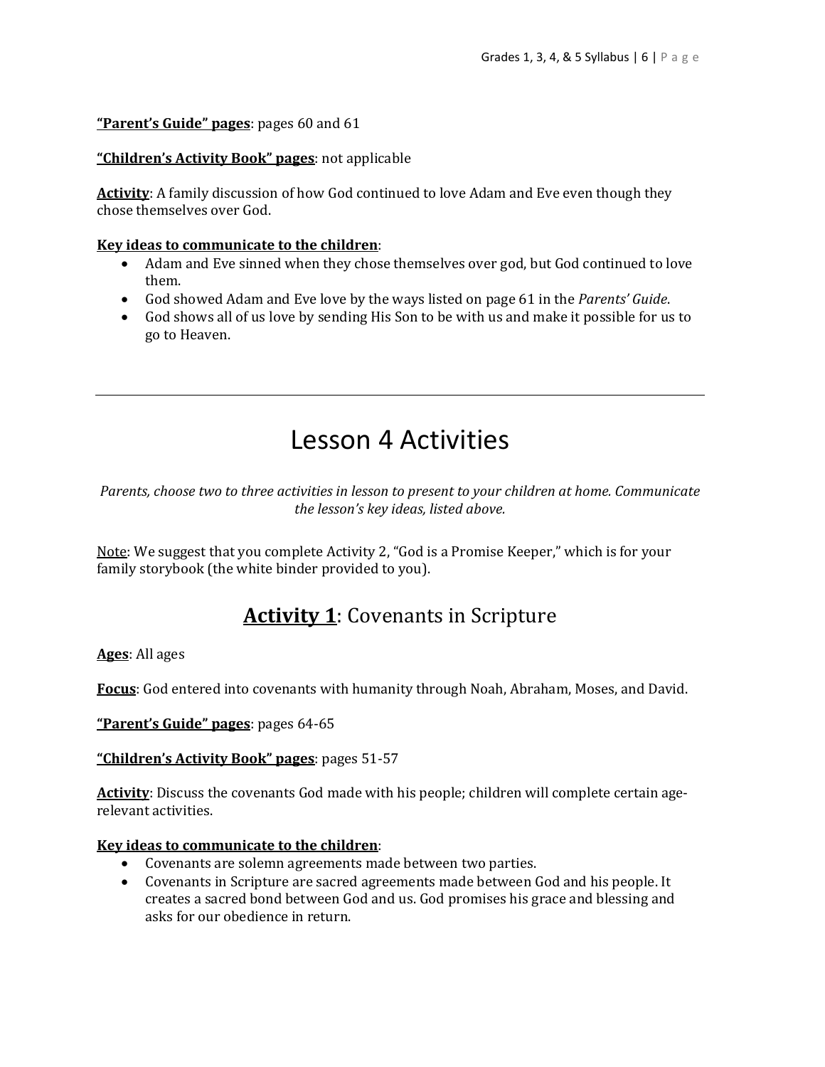**"Parent's Guide" pages**: pages 60 and 61

**"Children's Activity Book" pages**: not applicable

**Activity**: A family discussion of how God continued to love Adam and Eve even though they chose themselves over God.

**Key ideas to communicate to the children**:

- Adam and Eve sinned when they chose themselves over god, but God continued to love them.
- God showed Adam and Eve love by the ways listed on page 61 in the *Parents' Guide*.
- God shows all of us love by sending His Son to be with us and make it possible for us to go to Heaven.

---

# Lesson 4 Activities

*Parents, choose two to three activities in lesson to present to your children at home. Communicate the lesson's key ideas, listed above.*

Note: We suggest that you complete Activity 2, "God is a Promise Keeper," which is for your family storybook (the white binder provided to you).

## **Activity 1**: Covenants in Scripture

**Ages**: All ages

**Focus**: God entered into covenants with humanity through Noah, Abraham, Moses, and David.

**"Parent's Guide" pages**: pages 64-65

**"Children's Activity Book" pages**: pages 51-57

**Activity**: Discuss the covenants God made with his people; children will complete certain age-relevant activities.

**Key ideas to communicate to the children**:

- Covenants are solemn agreements made between two parties.
- Covenants in Scripture are sacred agreements made between God and his people. It creates a sacred bond between God and us. God promises his grace and blessing and asks for our obedience in return.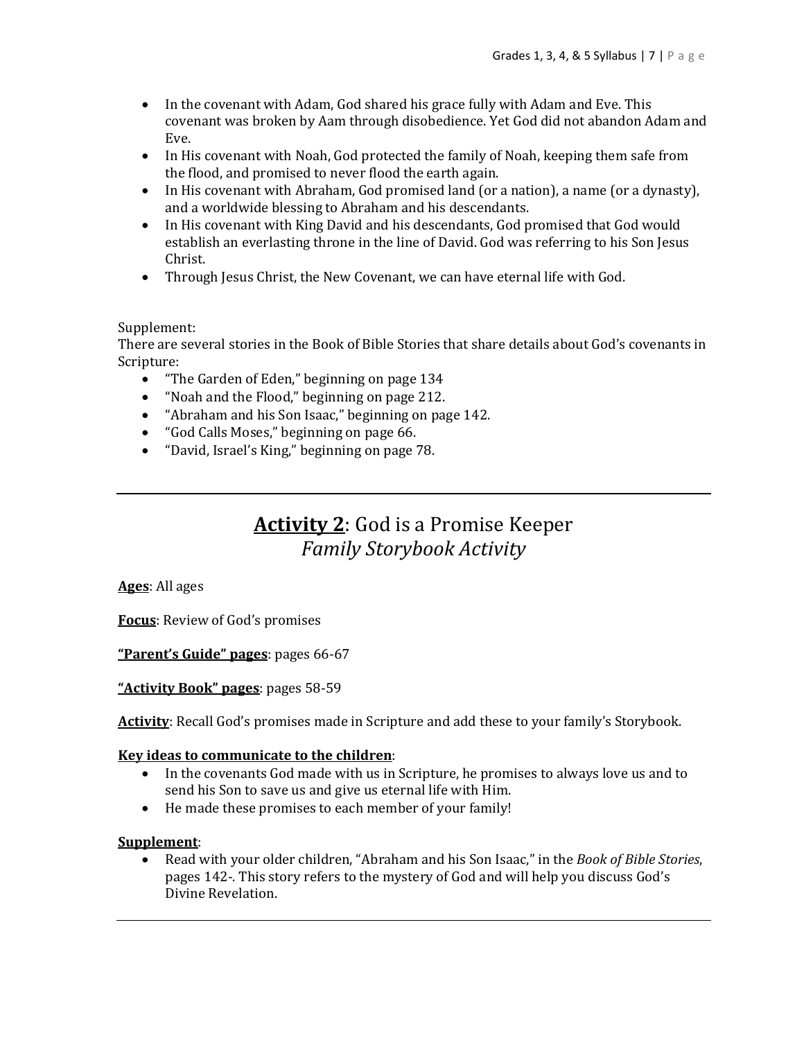- In the covenant with Adam, God shared his grace fully with Adam and Eve. This covenant was broken by Aam through disobedience. Yet God did not abandon Adam and Eve.
- In His covenant with Noah, God protected the family of Noah, keeping them safe from the flood, and promised to never flood the earth again.
- In His covenant with Abraham, God promised land (or a nation), a name (or a dynasty), and a worldwide blessing to Abraham and his descendants.
- In His covenant with King David and his descendants, God promised that God would establish an everlasting throne in the line of David. God was referring to his Son Jesus Christ.
- Through Jesus Christ, the New Covenant, we can have eternal life with God.

Supplement:
There are several stories in the Book of Bible Stories that share details about God's covenants in Scripture:

- "The Garden of Eden," beginning on page 134
- "Noah and the Flood," beginning on page 212.
- "Abraham and his Son Isaac," beginning on page 142.
- "God Calls Moses," beginning on page 66.
- "David, Israel's King," beginning on page 78.

---

## **Activity 2**: God is a Promise Keeper
### *Family Storybook Activity*

**Ages**: All ages

**Focus**: Review of God's promises

**"Parent's Guide" pages**: pages 66-67

**"Activity Book" pages**: pages 58-59

**Activity**: Recall God's promises made in Scripture and add these to your family's Storybook.

**Key ideas to communicate to the children**:

- In the covenants God made with us in Scripture, he promises to always love us and to send his Son to save us and give us eternal life with Him.
- He made these promises to each member of your family!

**Supplement**:

- Read with your older children, "Abraham and his Son Isaac," in the *Book of Bible Stories*, pages 142-. This story refers to the mystery of God and will help you discuss God's Divine Revelation.

---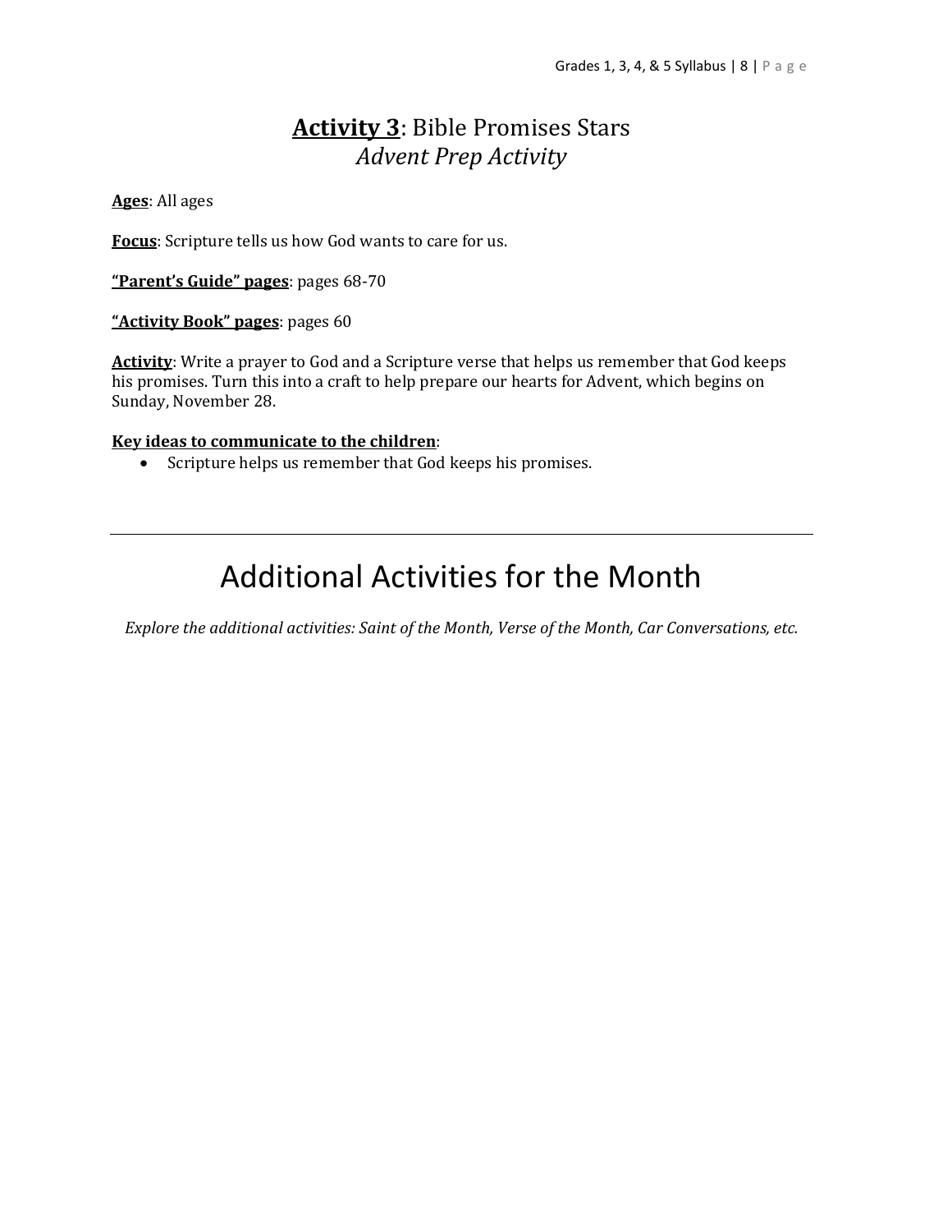## **Activity 3**: Bible Promises Stars
### *Advent Prep Activity*

**Ages**: All ages

**Focus**: Scripture tells us how God wants to care for us.

**"Parent's Guide" pages**: pages 68-70

**"Activity Book" pages**: pages 60

**Activity**: Write a prayer to God and a Scripture verse that helps us remember that God keeps his promises. Turn this into a craft to help prepare our hearts for Advent, which begins on Sunday, November 28.

**Key ideas to communicate to the children**:

- Scripture helps us remember that God keeps his promises.

---

# Additional Activities for the Month

*Explore the additional activities: Saint of the Month, Verse of the Month, Car Conversations, etc.*